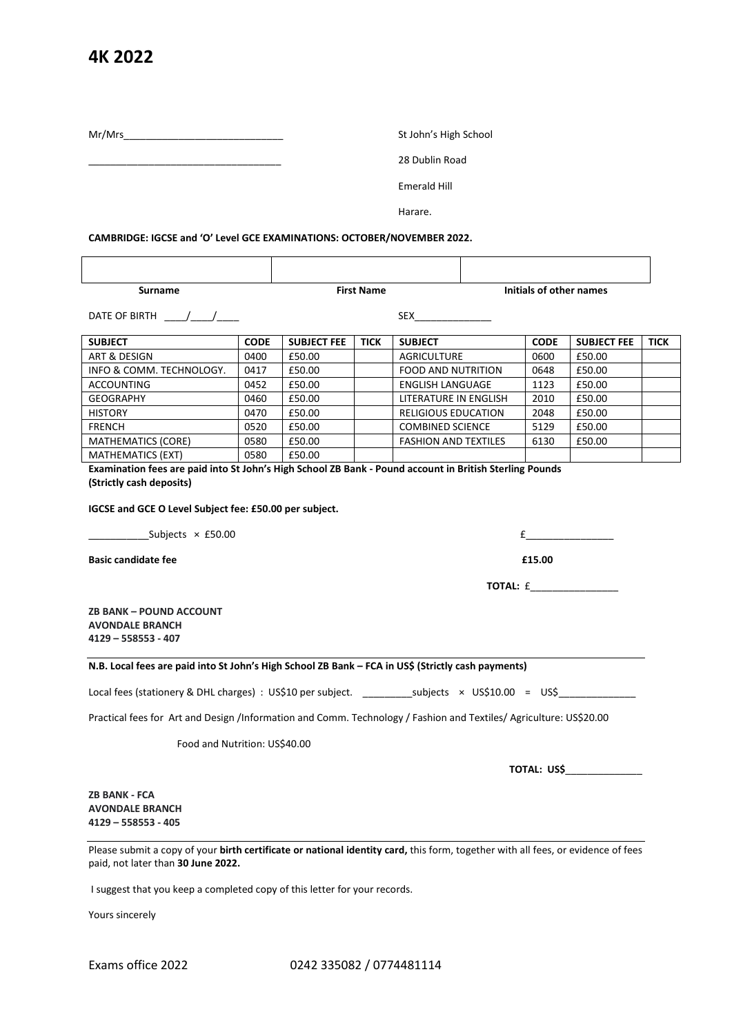# 4K 2022

Mr/Mrs_____________________________

___________________________________

St John's High School

28 Dublin Road

Emerald Hill

Harare.

**CAMBRIDGE: IGCSE and 'O' Level GCE EXAMINATIONS: OCTOBER/NOVEMBER 2022.**

| | | |
|---|---|---|
| | | |
| **Surname** | **First Name** | **Initials of other names** |

DATE OF BIRTH ____/____/____ SEX______________

| SUBJECT | CODE | SUBJECT FEE | TICK | SUBJECT | CODE | SUBJECT FEE | TICK |
|---|---|---|---|---|---|---|---|
| ART & DESIGN | 0400 | £50.00 | | AGRICULTURE | 0600 | £50.00 | |
| INFO & COMM. TECHNOLOGY. | 0417 | £50.00 | | FOOD AND NUTRITION | 0648 | £50.00 | |
| ACCOUNTING | 0452 | £50.00 | | ENGLISH LANGUAGE | 1123 | £50.00 | |
| GEOGRAPHY | 0460 | £50.00 | | LITERATURE IN ENGLISH | 2010 | £50.00 | |
| HISTORY | 0470 | £50.00 | | RELIGIOUS EDUCATION | 2048 | £50.00 | |
| FRENCH | 0520 | £50.00 | | COMBINED SCIENCE | 5129 | £50.00 | |
| MATHEMATICS (CORE) | 0580 | £50.00 | | FASHION AND TEXTILES | 6130 | £50.00 | |
| MATHEMATICS (EXT) | 0580 | £50.00 | | | | | |

**Examination fees are paid into St John's High School ZB Bank - Pound account in British Sterling Pounds (Strictly cash deposits)**

**IGCSE and GCE O Level Subject fee: £50.00 per subject.**

___________Subjects × £50.00 £________________

**Basic candidate fee** **£15.00**

**TOTAL:** £________________

**ZB BANK – POUND ACCOUNT**
**AVONDALE BRANCH**
**4129 – 558553 - 407**

**N.B. Local fees are paid into St John's High School ZB Bank – FCA in US$ (Strictly cash payments)**

Local fees (stationery & DHL charges) : US$10 per subject. _________subjects × US$10.00 = US$______________

Practical fees for Art and Design /Information and Comm. Technology / Fashion and Textiles/ Agriculture: US$20.00

Food and Nutrition: US$40.00

**TOTAL: US$**______________

**ZB BANK - FCA**
**AVONDALE BRANCH**
**4129 – 558553 - 405**

Please submit a copy of your **birth certificate or national identity card,** this form, together with all fees, or evidence of fees paid, not later than **30 June 2022.**

I suggest that you keep a completed copy of this letter for your records.

Yours sincerely

Exams office 2022 0242 335082 / 0774481114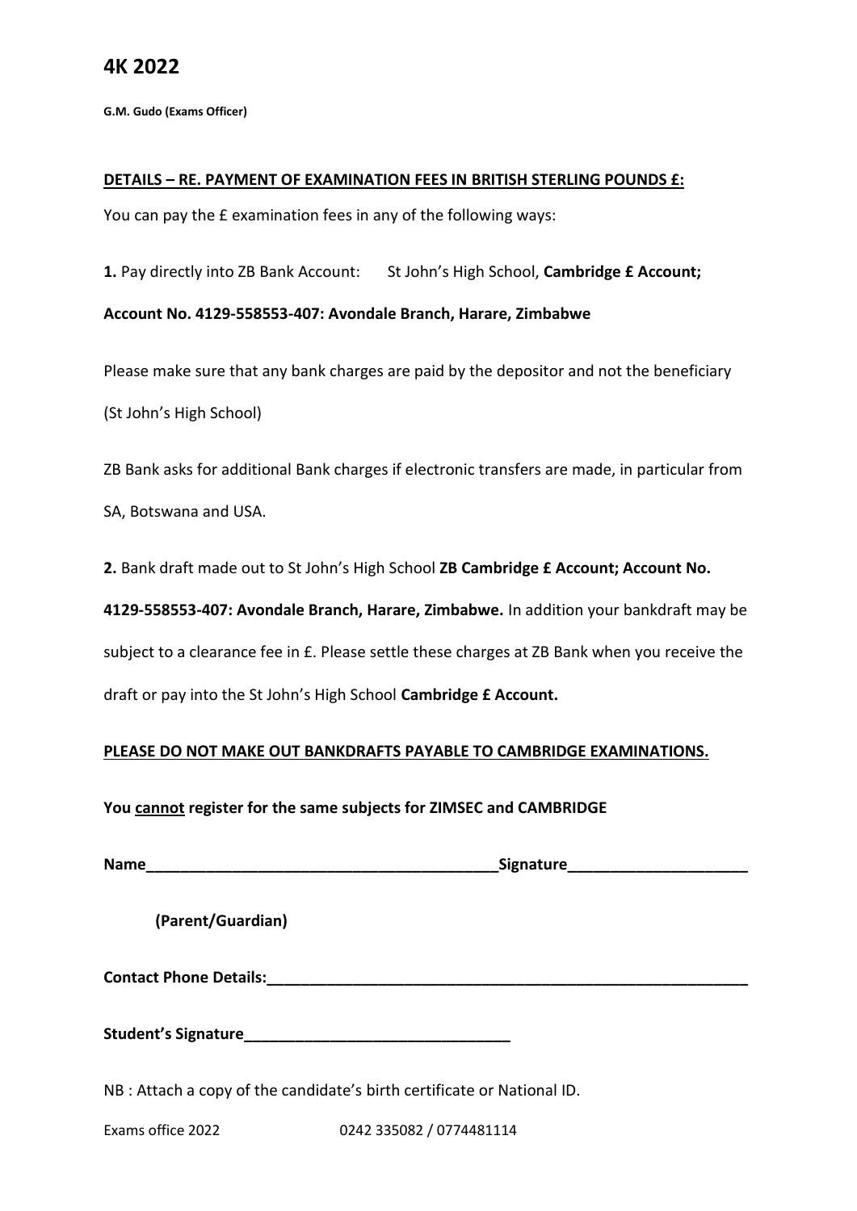# 4K 2022

**G.M. Gudo (Exams Officer)**

**DETAILS – RE. PAYMENT OF EXAMINATION FEES IN BRITISH STERLING POUNDS £:**

You can pay the £ examination fees in any of the following ways:

**1.** Pay directly into ZB Bank Account: St John's High School, **Cambridge £ Account; Account No. 4129-558553-407: Avondale Branch, Harare, Zimbabwe**

Please make sure that any bank charges are paid by the depositor and not the beneficiary (St John's High School)

ZB Bank asks for additional Bank charges if electronic transfers are made, in particular from SA, Botswana and USA.

**2.** Bank draft made out to St John's High School **ZB Cambridge £ Account; Account No. 4129-558553-407: Avondale Branch, Harare, Zimbabwe.** In addition your bankdraft may be subject to a clearance fee in £. Please settle these charges at ZB Bank when you receive the draft or pay into the St John's High School **Cambridge £ Account.**

**PLEASE DO NOT MAKE OUT BANKDRAFTS PAYABLE TO CAMBRIDGE EXAMINATIONS.**

**You cannot register for the same subjects for ZIMSEC and CAMBRIDGE**

**Name__________________________________________Signature_____________________**

**(Parent/Guardian)**

**Contact Phone Details:__________________________________________________________**

**Student's Signature________________________________**

NB : Attach a copy of the candidate's birth certificate or National ID.

Exams office 2022 0242 335082 / 0774481114